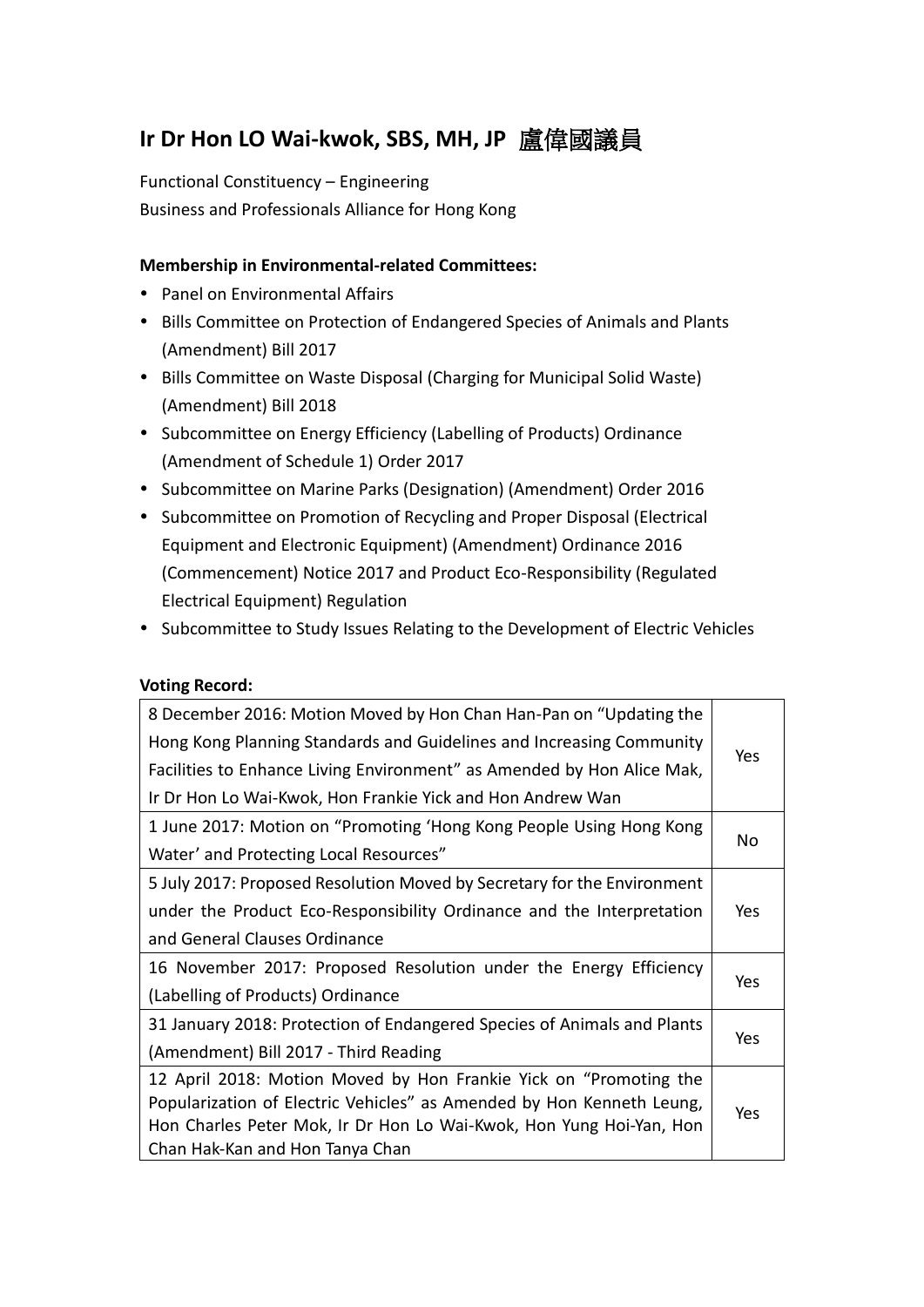# Ir Dr Hon LO Wai-kwok, SBS, MH, JP 盧偉國議員

Functional Constituency – Engineering
Business and Professionals Alliance for Hong Kong

**Membership in Environmental-related Committees:**

- Panel on Environmental Affairs
- Bills Committee on Protection of Endangered Species of Animals and Plants (Amendment) Bill 2017
- Bills Committee on Waste Disposal (Charging for Municipal Solid Waste) (Amendment) Bill 2018
- Subcommittee on Energy Efficiency (Labelling of Products) Ordinance (Amendment of Schedule 1) Order 2017
- Subcommittee on Marine Parks (Designation) (Amendment) Order 2016
- Subcommittee on Promotion of Recycling and Proper Disposal (Electrical Equipment and Electronic Equipment) (Amendment) Ordinance 2016 (Commencement) Notice 2017 and Product Eco-Responsibility (Regulated Electrical Equipment) Regulation
- Subcommittee to Study Issues Relating to the Development of Electric Vehicles

**Voting Record:**

| | |
|---|---|
| 8 December 2016: Motion Moved by Hon Chan Han-Pan on "Updating the Hong Kong Planning Standards and Guidelines and Increasing Community Facilities to Enhance Living Environment" as Amended by Hon Alice Mak, Ir Dr Hon Lo Wai-Kwok, Hon Frankie Yick and Hon Andrew Wan | Yes |
| 1 June 2017: Motion on "Promoting 'Hong Kong People Using Hong Kong Water' and Protecting Local Resources" | No |
| 5 July 2017: Proposed Resolution Moved by Secretary for the Environment under the Product Eco-Responsibility Ordinance and the Interpretation and General Clauses Ordinance | Yes |
| 16 November 2017: Proposed Resolution under the Energy Efficiency (Labelling of Products) Ordinance | Yes |
| 31 January 2018: Protection of Endangered Species of Animals and Plants (Amendment) Bill 2017 - Third Reading | Yes |
| 12 April 2018: Motion Moved by Hon Frankie Yick on "Promoting the Popularization of Electric Vehicles" as Amended by Hon Kenneth Leung, Hon Charles Peter Mok, Ir Dr Hon Lo Wai-Kwok, Hon Yung Hoi-Yan, Hon Chan Hak-Kan and Hon Tanya Chan | Yes |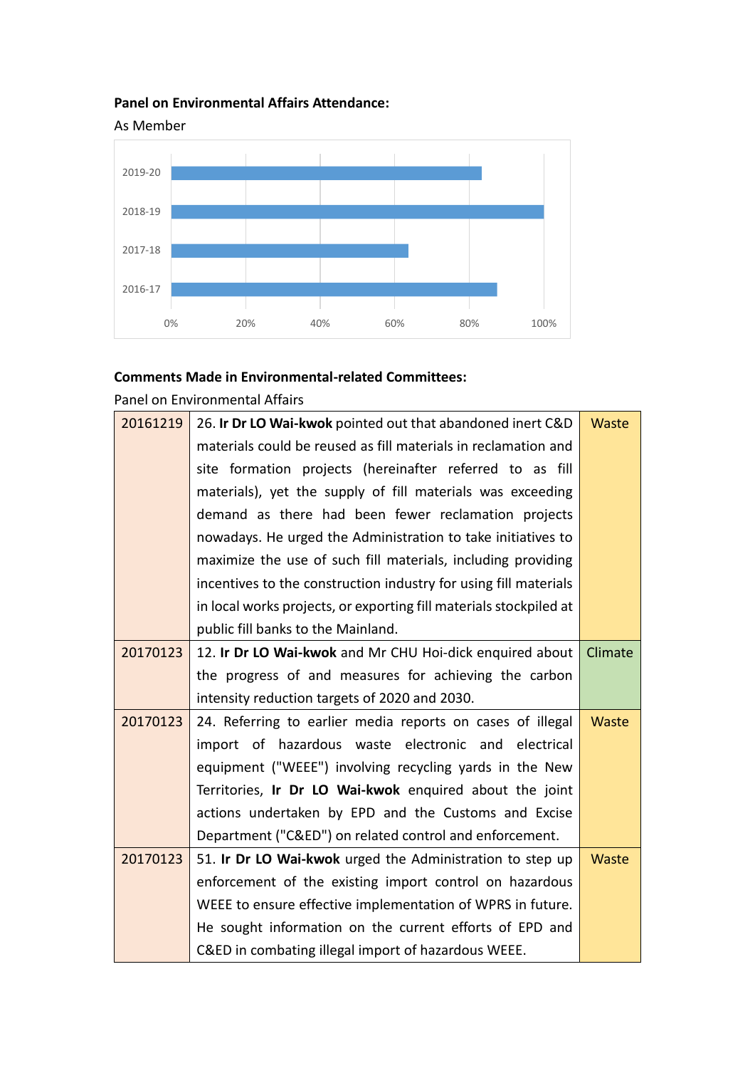**Panel on Environmental Affairs Attendance:**

As Member

**Comments Made in Environmental-related Committees:**

Panel on Environmental Affairs

| | | |
|---|---|---|
| 20161219 | 26. **Ir Dr LO Wai-kwok** pointed out that abandoned inert C&D materials could be reused as fill materials in reclamation and site formation projects (hereinafter referred to as fill materials), yet the supply of fill materials was exceeding demand as there had been fewer reclamation projects nowadays. He urged the Administration to take initiatives to maximize the use of such fill materials, including providing incentives to the construction industry for using fill materials in local works projects, or exporting fill materials stockpiled at public fill banks to the Mainland. | Waste |
| 20170123 | 12. **Ir Dr LO Wai-kwok** and Mr CHU Hoi-dick enquired about the progress of and measures for achieving the carbon intensity reduction targets of 2020 and 2030. | Climate |
| 20170123 | 24. Referring to earlier media reports on cases of illegal import of hazardous waste electronic and electrical equipment ("WEEE") involving recycling yards in the New Territories, **Ir Dr LO Wai-kwok** enquired about the joint actions undertaken by EPD and the Customs and Excise Department ("C&ED") on related control and enforcement. | Waste |
| 20170123 | 51. **Ir Dr LO Wai-kwok** urged the Administration to step up enforcement of the existing import control on hazardous WEEE to ensure effective implementation of WPRS in future. He sought information on the current efforts of EPD and C&ED in combating illegal import of hazardous WEEE. | Waste |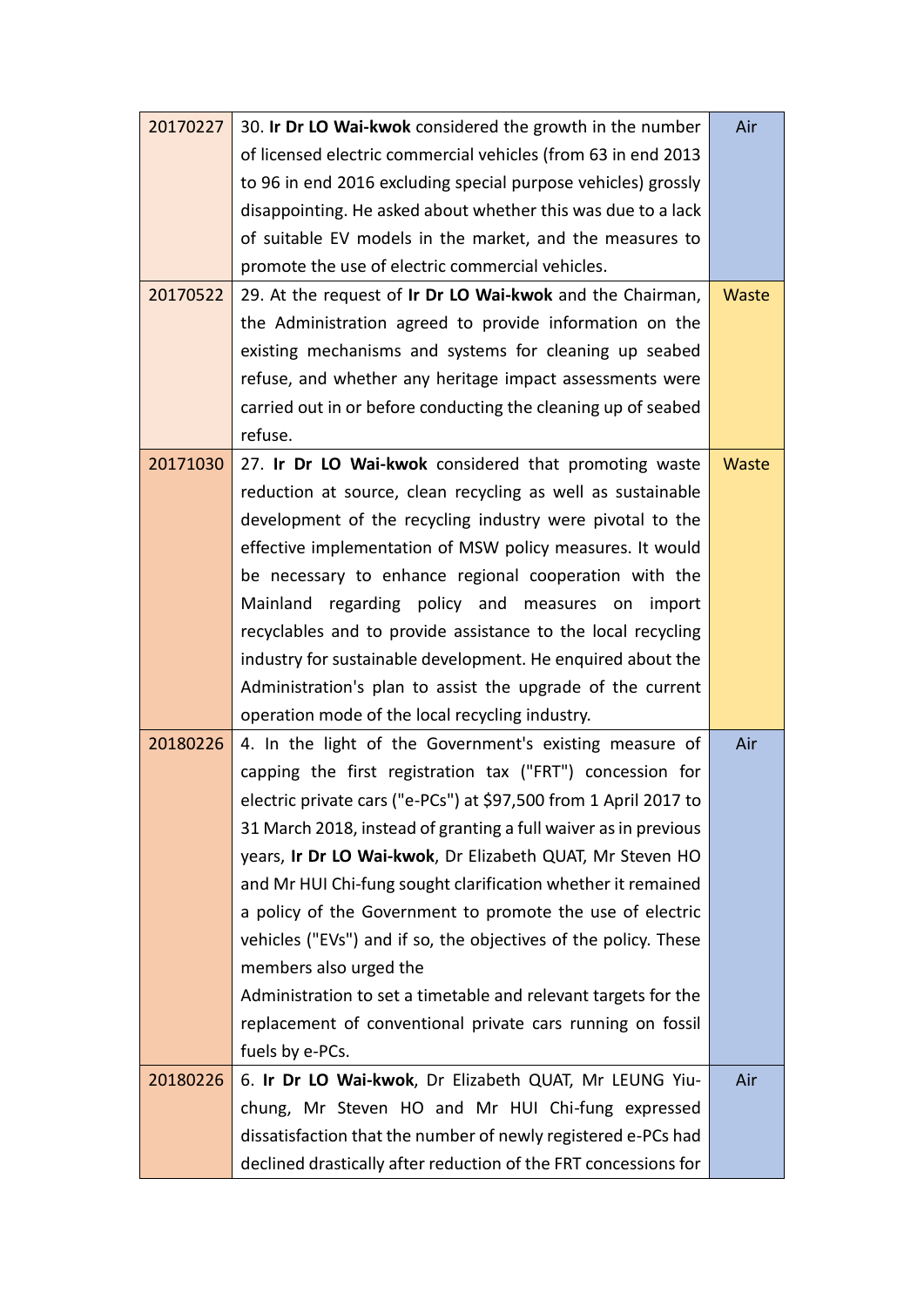| | | |
|---|---|---|
| 20170227 | 30. **Ir Dr LO Wai-kwok** considered the growth in the number of licensed electric commercial vehicles (from 63 in end 2013 to 96 in end 2016 excluding special purpose vehicles) grossly disappointing. He asked about whether this was due to a lack of suitable EV models in the market, and the measures to promote the use of electric commercial vehicles. | Air |
| 20170522 | 29. At the request of **Ir Dr LO Wai-kwok** and the Chairman, the Administration agreed to provide information on the existing mechanisms and systems for cleaning up seabed refuse, and whether any heritage impact assessments were carried out in or before conducting the cleaning up of seabed refuse. | Waste |
| 20171030 | 27. **Ir Dr LO Wai-kwok** considered that promoting waste reduction at source, clean recycling as well as sustainable development of the recycling industry were pivotal to the effective implementation of MSW policy measures. It would be necessary to enhance regional cooperation with the Mainland regarding policy and measures on import recyclables and to provide assistance to the local recycling industry for sustainable development. He enquired about the Administration's plan to assist the upgrade of the current operation mode of the local recycling industry. | Waste |
| 20180226 | 4. In the light of the Government's existing measure of capping the first registration tax ("FRT") concession for electric private cars ("e-PCs") at $97,500 from 1 April 2017 to 31 March 2018, instead of granting a full waiver as in previous years, **Ir Dr LO Wai-kwok**, Dr Elizabeth QUAT, Mr Steven HO and Mr HUI Chi-fung sought clarification whether it remained a policy of the Government to promote the use of electric vehicles ("EVs") and if so, the objectives of the policy. These members also urged the Administration to set a timetable and relevant targets for the replacement of conventional private cars running on fossil fuels by e-PCs. | Air |
| 20180226 | 6. **Ir Dr LO Wai-kwok**, Dr Elizabeth QUAT, Mr LEUNG Yiu-chung, Mr Steven HO and Mr HUI Chi-fung expressed dissatisfaction that the number of newly registered e-PCs had declined drastically after reduction of the FRT concessions for | Air |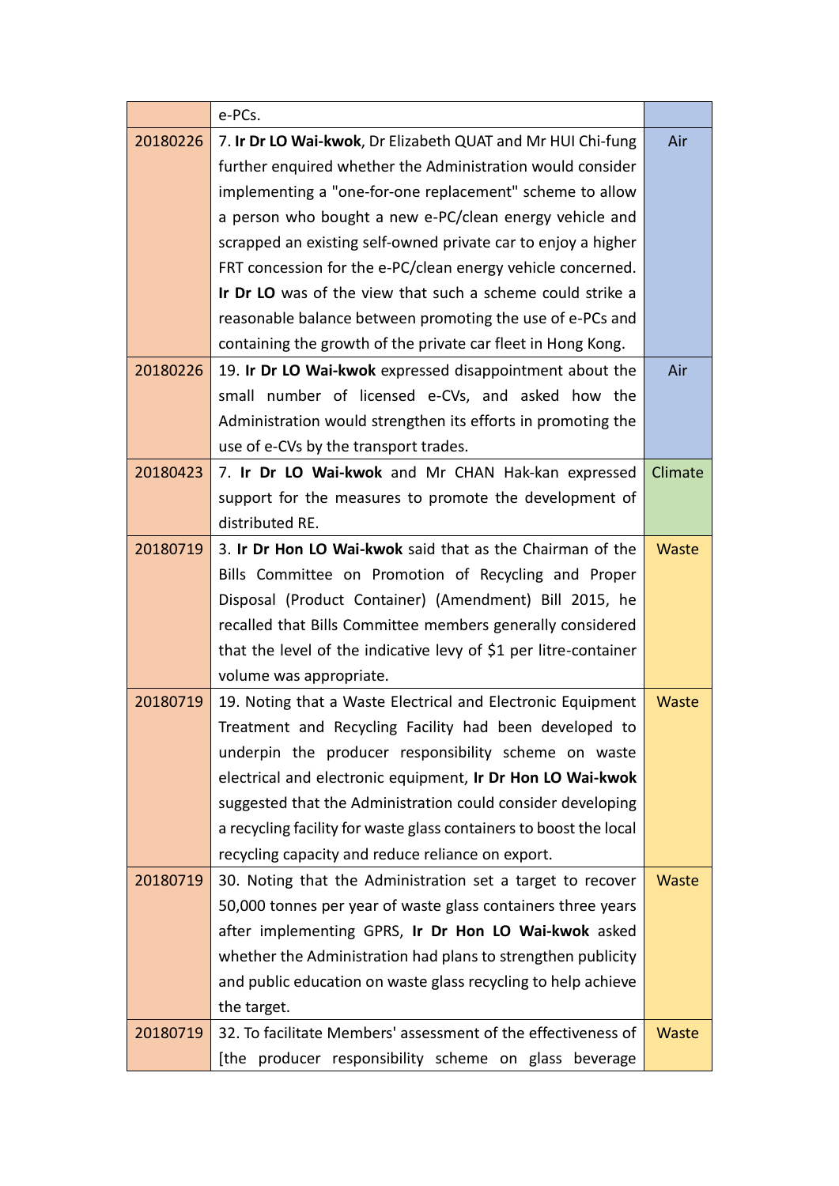|  |  |  |
|---|---|---|
|  | e-PCs. |  |
| 20180226 | 7. **Ir Dr LO Wai-kwok**, Dr Elizabeth QUAT and Mr HUI Chi-fung further enquired whether the Administration would consider implementing a "one-for-one replacement" scheme to allow a person who bought a new e-PC/clean energy vehicle and scrapped an existing self-owned private car to enjoy a higher FRT concession for the e-PC/clean energy vehicle concerned. **Ir Dr LO** was of the view that such a scheme could strike a reasonable balance between promoting the use of e-PCs and containing the growth of the private car fleet in Hong Kong. | Air |
| 20180226 | 19. **Ir Dr LO Wai-kwok** expressed disappointment about the small number of licensed e-CVs, and asked how the Administration would strengthen its efforts in promoting the use of e-CVs by the transport trades. | Air |
| 20180423 | 7. **Ir Dr LO Wai-kwok** and Mr CHAN Hak-kan expressed support for the measures to promote the development of distributed RE. | Climate |
| 20180719 | 3. **Ir Dr Hon LO Wai-kwok** said that as the Chairman of the Bills Committee on Promotion of Recycling and Proper Disposal (Product Container) (Amendment) Bill 2015, he recalled that Bills Committee members generally considered that the level of the indicative levy of $1 per litre-container volume was appropriate. | Waste |
| 20180719 | 19. Noting that a Waste Electrical and Electronic Equipment Treatment and Recycling Facility had been developed to underpin the producer responsibility scheme on waste electrical and electronic equipment, **Ir Dr Hon LO Wai-kwok** suggested that the Administration could consider developing a recycling facility for waste glass containers to boost the local recycling capacity and reduce reliance on export. | Waste |
| 20180719 | 30. Noting that the Administration set a target to recover 50,000 tonnes per year of waste glass containers three years after implementing GPRS, **Ir Dr Hon LO Wai-kwok** asked whether the Administration had plans to strengthen publicity and public education on waste glass recycling to help achieve the target. | Waste |
| 20180719 | 32. To facilitate Members' assessment of the effectiveness of [the producer responsibility scheme on glass beverage | Waste |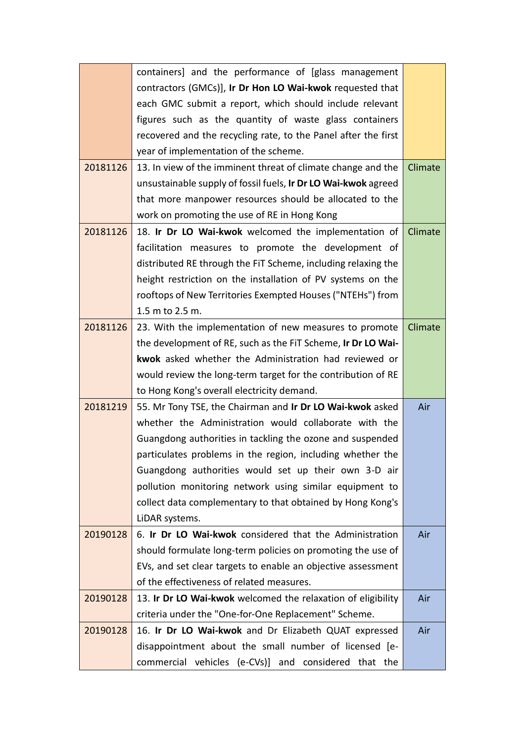| | | |
|---|---|---|
| | containers] and the performance of [glass management contractors (GMCs)], **Ir Dr Hon LO Wai-kwok** requested that each GMC submit a report, which should include relevant figures such as the quantity of waste glass containers recovered and the recycling rate, to the Panel after the first year of implementation of the scheme. | |
| 20181126 | 13. In view of the imminent threat of climate change and the unsustainable supply of fossil fuels, **Ir Dr LO Wai-kwok** agreed that more manpower resources should be allocated to the work on promoting the use of RE in Hong Kong | Climate |
| 20181126 | 18. **Ir Dr LO Wai-kwok** welcomed the implementation of facilitation measures to promote the development of distributed RE through the FiT Scheme, including relaxing the height restriction on the installation of PV systems on the rooftops of New Territories Exempted Houses ("NTEHs") from 1.5 m to 2.5 m. | Climate |
| 20181126 | 23. With the implementation of new measures to promote the development of RE, such as the FiT Scheme, **Ir Dr LO Wai-kwok** asked whether the Administration had reviewed or would review the long-term target for the contribution of RE to Hong Kong's overall electricity demand. | Climate |
| 20181219 | 55. Mr Tony TSE, the Chairman and **Ir Dr LO Wai-kwok** asked whether the Administration would collaborate with the Guangdong authorities in tackling the ozone and suspended particulates problems in the region, including whether the Guangdong authorities would set up their own 3-D air pollution monitoring network using similar equipment to collect data complementary to that obtained by Hong Kong's LiDAR systems. | Air |
| 20190128 | 6. **Ir Dr LO Wai-kwok** considered that the Administration should formulate long-term policies on promoting the use of EVs, and set clear targets to enable an objective assessment of the effectiveness of related measures. | Air |
| 20190128 | 13. **Ir Dr LO Wai-kwok** welcomed the relaxation of eligibility criteria under the "One-for-One Replacement" Scheme. | Air |
| 20190128 | 16. **Ir Dr LO Wai-kwok** and Dr Elizabeth QUAT expressed disappointment about the small number of licensed [e-commercial vehicles (e-CVs)] and considered that the | Air |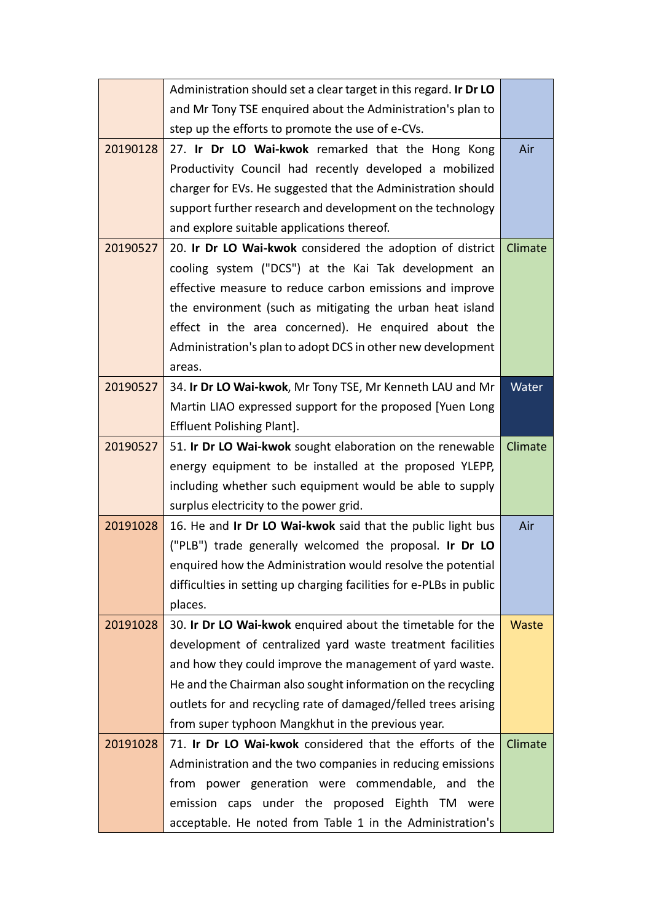| | | |
|---|---|---|
| | Administration should set a clear target in this regard. **Ir Dr LO** and Mr Tony TSE enquired about the Administration's plan to step up the efforts to promote the use of e-CVs. | |
| 20190128 | 27. **Ir Dr LO Wai-kwok** remarked that the Hong Kong Productivity Council had recently developed a mobilized charger for EVs. He suggested that the Administration should support further research and development on the technology and explore suitable applications thereof. | Air |
| 20190527 | 20. **Ir Dr LO Wai-kwok** considered the adoption of district cooling system ("DCS") at the Kai Tak development an effective measure to reduce carbon emissions and improve the environment (such as mitigating the urban heat island effect in the area concerned). He enquired about the Administration's plan to adopt DCS in other new development areas. | Climate |
| 20190527 | 34. **Ir Dr LO Wai-kwok**, Mr Tony TSE, Mr Kenneth LAU and Mr Martin LIAO expressed support for the proposed [Yuen Long Effluent Polishing Plant]. | Water |
| 20190527 | 51. **Ir Dr LO Wai-kwok** sought elaboration on the renewable energy equipment to be installed at the proposed YLEPP, including whether such equipment would be able to supply surplus electricity to the power grid. | Climate |
| 20191028 | 16. He and **Ir Dr LO Wai-kwok** said that the public light bus ("PLB") trade generally welcomed the proposal. **Ir Dr LO** enquired how the Administration would resolve the potential difficulties in setting up charging facilities for e-PLBs in public places. | Air |
| 20191028 | 30. **Ir Dr LO Wai-kwok** enquired about the timetable for the development of centralized yard waste treatment facilities and how they could improve the management of yard waste. He and the Chairman also sought information on the recycling outlets for and recycling rate of damaged/felled trees arising from super typhoon Mangkhut in the previous year. | Waste |
| 20191028 | 71. **Ir Dr LO Wai-kwok** considered that the efforts of the Administration and the two companies in reducing emissions from power generation were commendable, and the emission caps under the proposed Eighth TM were acceptable. He noted from Table 1 in the Administration's | Climate |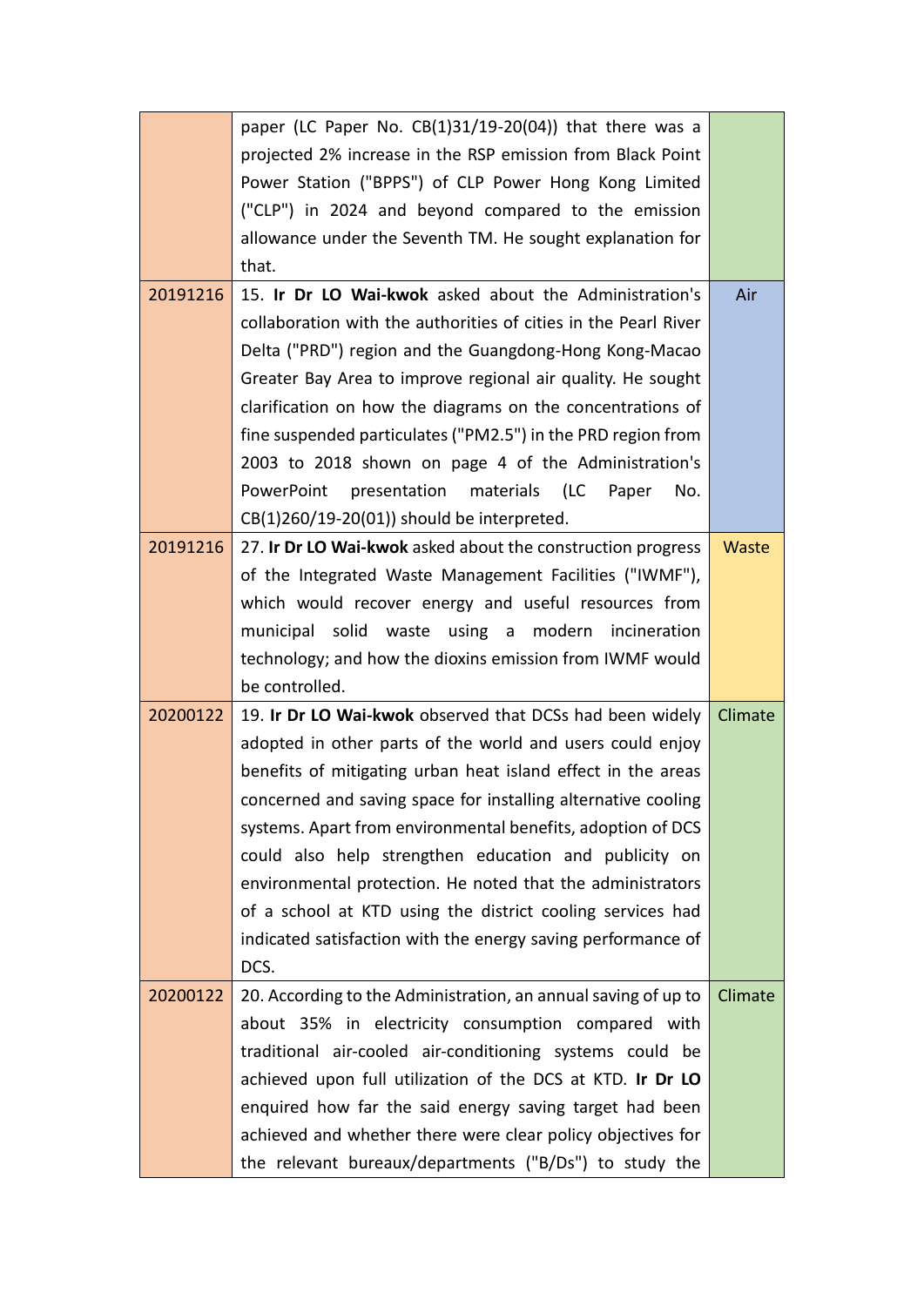| | | |
|---|---|---|
| | paper (LC Paper No. CB(1)31/19-20(04)) that there was a projected 2% increase in the RSP emission from Black Point Power Station ("BPPS") of CLP Power Hong Kong Limited ("CLP") in 2024 and beyond compared to the emission allowance under the Seventh TM. He sought explanation for that. | |
| 20191216 | 15. **Ir Dr LO Wai-kwok** asked about the Administration's collaboration with the authorities of cities in the Pearl River Delta ("PRD") region and the Guangdong-Hong Kong-Macao Greater Bay Area to improve regional air quality. He sought clarification on how the diagrams on the concentrations of fine suspended particulates ("PM2.5") in the PRD region from 2003 to 2018 shown on page 4 of the Administration's PowerPoint presentation materials (LC Paper No. CB(1)260/19-20(01)) should be interpreted. | Air |
| 20191216 | 27. **Ir Dr LO Wai-kwok** asked about the construction progress of the Integrated Waste Management Facilities ("IWMF"), which would recover energy and useful resources from municipal solid waste using a modern incineration technology; and how the dioxins emission from IWMF would be controlled. | Waste |
| 20200122 | 19. **Ir Dr LO Wai-kwok** observed that DCSs had been widely adopted in other parts of the world and users could enjoy benefits of mitigating urban heat island effect in the areas concerned and saving space for installing alternative cooling systems. Apart from environmental benefits, adoption of DCS could also help strengthen education and publicity on environmental protection. He noted that the administrators of a school at KTD using the district cooling services had indicated satisfaction with the energy saving performance of DCS. | Climate |
| 20200122 | 20. According to the Administration, an annual saving of up to about 35% in electricity consumption compared with traditional air-cooled air-conditioning systems could be achieved upon full utilization of the DCS at KTD. **Ir Dr LO** enquired how far the said energy saving target had been achieved and whether there were clear policy objectives for the relevant bureaux/departments ("B/Ds") to study the | Climate |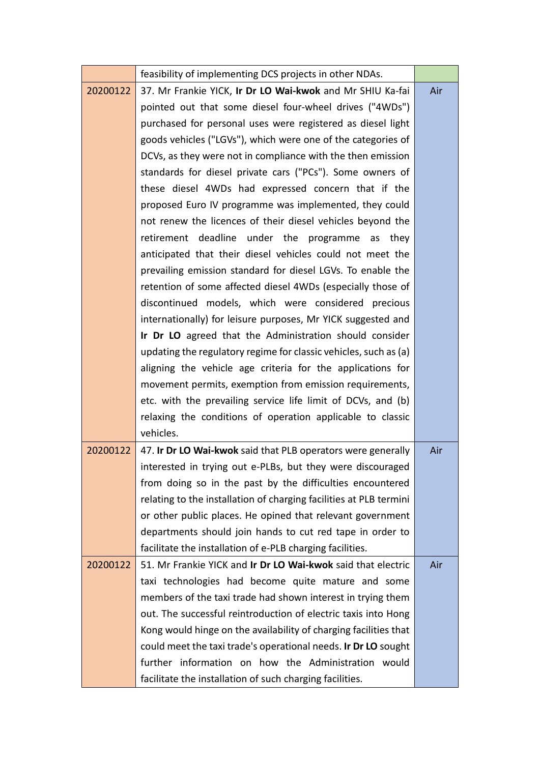| | | |
|---|---|---|
| | feasibility of implementing DCS projects in other NDAs. | |
| 20200122 | 37. Mr Frankie YICK, **Ir Dr LO Wai-kwok** and Mr SHIU Ka-fai pointed out that some diesel four-wheel drives ("4WDs") purchased for personal uses were registered as diesel light goods vehicles ("LGVs"), which were one of the categories of DCVs, as they were not in compliance with the then emission standards for diesel private cars ("PCs"). Some owners of these diesel 4WDs had expressed concern that if the proposed Euro IV programme was implemented, they could not renew the licences of their diesel vehicles beyond the retirement deadline under the programme as they anticipated that their diesel vehicles could not meet the prevailing emission standard for diesel LGVs. To enable the retention of some affected diesel 4WDs (especially those of discontinued models, which were considered precious internationally) for leisure purposes, Mr YICK suggested and **Ir Dr LO** agreed that the Administration should consider updating the regulatory regime for classic vehicles, such as (a) aligning the vehicle age criteria for the applications for movement permits, exemption from emission requirements, etc. with the prevailing service life limit of DCVs, and (b) relaxing the conditions of operation applicable to classic vehicles. | Air |
| 20200122 | 47. **Ir Dr LO Wai-kwok** said that PLB operators were generally interested in trying out e-PLBs, but they were discouraged from doing so in the past by the difficulties encountered relating to the installation of charging facilities at PLB termini or other public places. He opined that relevant government departments should join hands to cut red tape in order to facilitate the installation of e-PLB charging facilities. | Air |
| 20200122 | 51. Mr Frankie YICK and **Ir Dr LO Wai-kwok** said that electric taxi technologies had become quite mature and some members of the taxi trade had shown interest in trying them out. The successful reintroduction of electric taxis into Hong Kong would hinge on the availability of charging facilities that could meet the taxi trade's operational needs. **Ir Dr LO** sought further information on how the Administration would facilitate the installation of such charging facilities. | Air |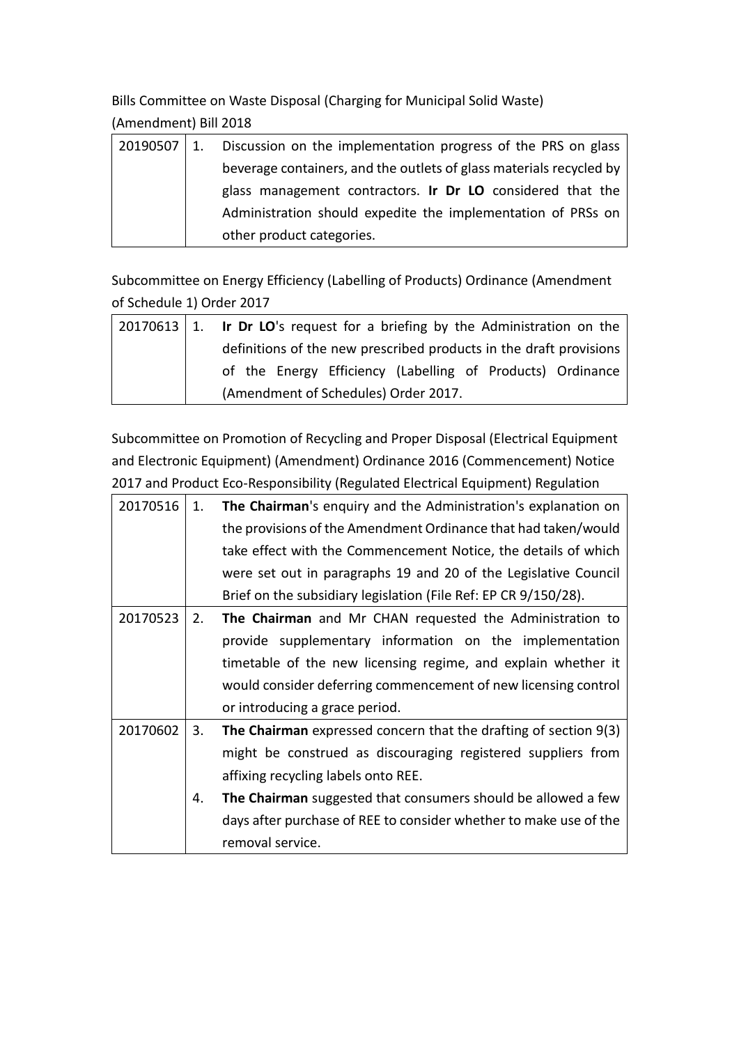Bills Committee on Waste Disposal (Charging for Municipal Solid Waste) (Amendment) Bill 2018

| | | |
|---|---|---|
| 20190507 | 1. | Discussion on the implementation progress of the PRS on glass beverage containers, and the outlets of glass materials recycled by glass management contractors. **Ir Dr LO** considered that the Administration should expedite the implementation of PRSs on other product categories. |

Subcommittee on Energy Efficiency (Labelling of Products) Ordinance (Amendment of Schedule 1) Order 2017

| | | |
|---|---|---|
| 20170613 | 1. | **Ir Dr LO**'s request for a briefing by the Administration on the definitions of the new prescribed products in the draft provisions of the Energy Efficiency (Labelling of Products) Ordinance (Amendment of Schedules) Order 2017. |

Subcommittee on Promotion of Recycling and Proper Disposal (Electrical Equipment and Electronic Equipment) (Amendment) Ordinance 2016 (Commencement) Notice 2017 and Product Eco-Responsibility (Regulated Electrical Equipment) Regulation

| | | |
|---|---|---|
| 20170516 | 1. | **The Chairman**'s enquiry and the Administration's explanation on the provisions of the Amendment Ordinance that had taken/would take effect with the Commencement Notice, the details of which were set out in paragraphs 19 and 20 of the Legislative Council Brief on the subsidiary legislation (File Ref: EP CR 9/150/28). |
| 20170523 | 2. | **The Chairman** and Mr CHAN requested the Administration to provide supplementary information on the implementation timetable of the new licensing regime, and explain whether it would consider deferring commencement of new licensing control or introducing a grace period. |
| 20170602 | 3. | **The Chairman** expressed concern that the drafting of section 9(3) might be construed as discouraging registered suppliers from affixing recycling labels onto REE. |
| | 4. | **The Chairman** suggested that consumers should be allowed a few days after purchase of REE to consider whether to make use of the removal service. |